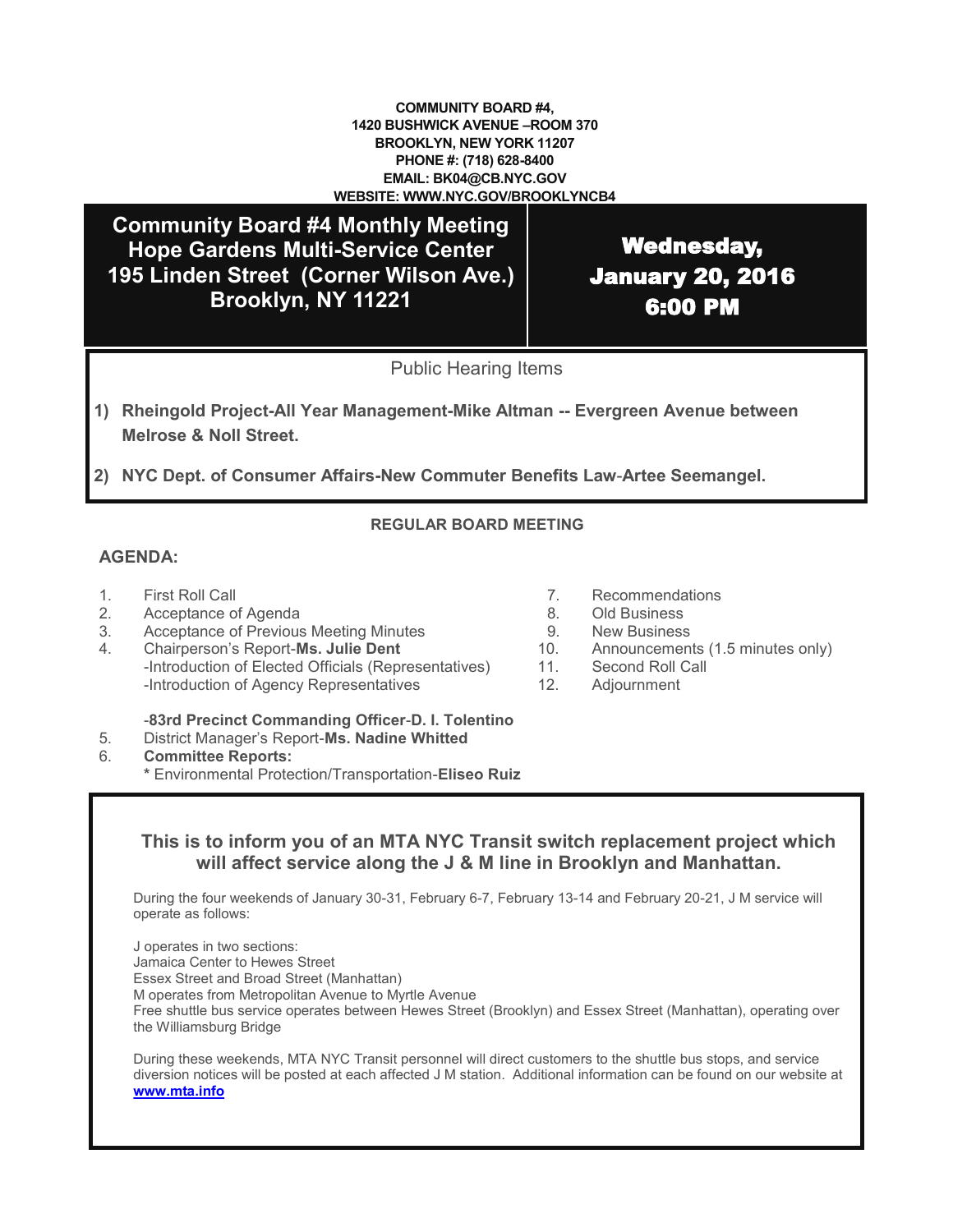**COMMUNITY BOARD #4,**
**1420 BUSHWICK AVENUE –ROOM 370**
**BROOKLYN, NEW YORK 11207**
**PHONE #: (718) 628-8400**
**EMAIL: BK04@CB.NYC.GOV**
**WEBSITE: WWW.NYC.GOV/BROOKLYNCB4**

# Community Board #4 Monthly Meeting
## Hope Gardens Multi-Service Center
## 195 Linden Street (Corner Wilson Ave.)
## Brooklyn, NY 11221

## Wednesday, January 20, 2016 6:00 PM

### Public Hearing Items

1) **Rheingold Project-All Year Management-Mike Altman -- Evergreen Avenue between Melrose & Noll Street.**

2) **NYC Dept. of Consumer Affairs-New Commuter Benefits Law-Artee Seemangel.**

**REGULAR BOARD MEETING**

**AGENDA:**

1. First Roll Call
2. Acceptance of Agenda
3. Acceptance of Previous Meeting Minutes
4. Chairperson's Report-**Ms. Julie Dent**
   - -Introduction of Elected Officials (Representatives)
   - -Introduction of Agency Representatives
   - -**83rd Precinct Commanding Officer**-**D. I. Tolentino**
5. District Manager's Report-**Ms. Nadine Whitted**
6. **Committee Reports:**
   - * Environmental Protection/Transportation-**Eliseo Ruiz**
7. Recommendations
8. Old Business
9. New Business
10. Announcements (1.5 minutes only)
11. Second Roll Call
12. Adjournment

**This is to inform you of an MTA NYC Transit switch replacement project which will affect service along the J & M line in Brooklyn and Manhattan.**

During the four weekends of January 30-31, February 6-7, February 13-14 and February 20-21, J M service will operate as follows:

J operates in two sections:
Jamaica Center to Hewes Street
Essex Street and Broad Street (Manhattan)
M operates from Metropolitan Avenue to Myrtle Avenue
Free shuttle bus service operates between Hewes Street (Brooklyn) and Essex Street (Manhattan), operating over the Williamsburg Bridge

During these weekends, MTA NYC Transit personnel will direct customers to the shuttle bus stops, and service diversion notices will be posted at each affected J M station. Additional information can be found on our website at [www.mta.info](http://www.mta.info)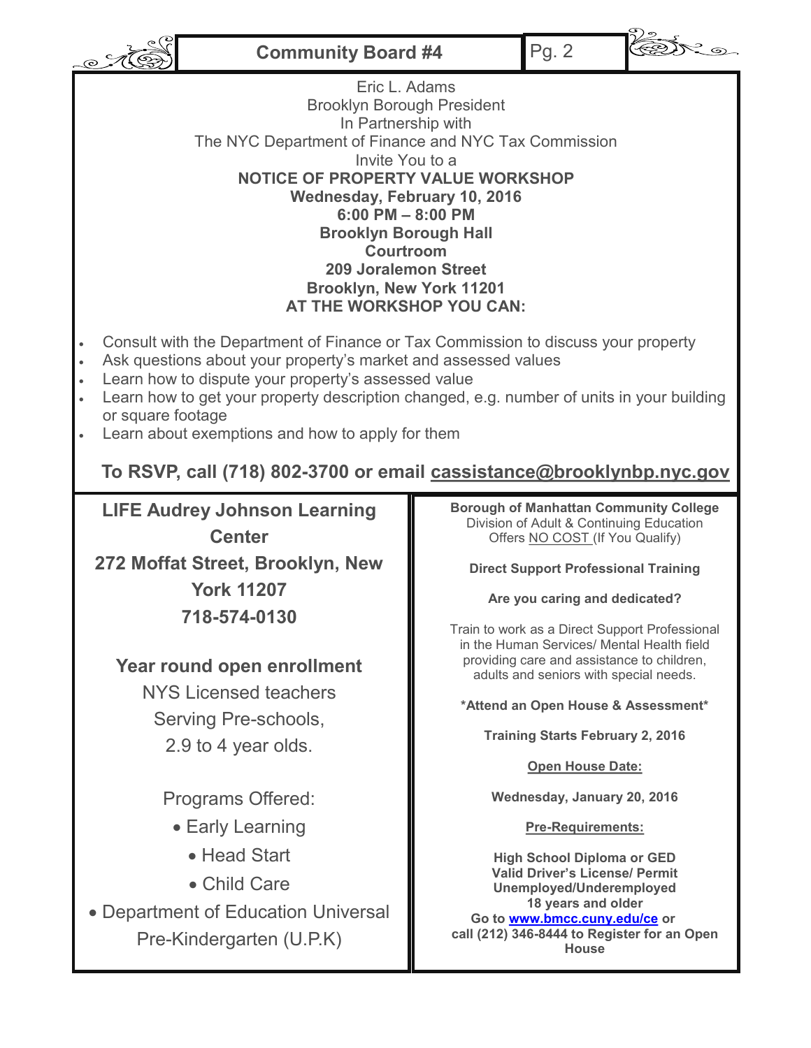Eric L. Adams
Brooklyn Borough President
In Partnership with
The NYC Department of Finance and NYC Tax Commission
Invite You to a

**NOTICE OF PROPERTY VALUE WORKSHOP**
**Wednesday, February 10, 2016**
**6:00 PM – 8:00 PM**
**Brooklyn Borough Hall**
**Courtroom**
**209 Joralemon Street**
**Brooklyn, New York 11201**

**AT THE WORKSHOP YOU CAN:**

- Consult with the Department of Finance or Tax Commission to discuss your property
- Ask questions about your property's market and assessed values
- Learn how to dispute your property's assessed value
- Learn how to get your property description changed, e.g. number of units in your building or square footage
- Learn about exemptions and how to apply for them

**To RSVP, call (718) 802-3700 or email cassistance@brooklynbp.nyc.gov**

---

**LIFE Audrey Johnson Learning Center**
**272 Moffat Street, Brooklyn, New York 11207**
**718-574-0130**

**Year round open enrollment**

NYS Licensed teachers
Serving Pre-schools,
2.9 to 4 year olds.

Programs Offered:

- Early Learning
- Head Start
- Child Care
- Department of Education Universal Pre-Kindergarten (U.P.K)

---

**Borough of Manhattan Community College**
Division of Adult & Continuing Education
Offers NO COST (If You Qualify)

**Direct Support Professional Training**

**Are you caring and dedicated?**

Train to work as a Direct Support Professional in the Human Services/ Mental Health field providing care and assistance to children, adults and seniors with special needs.

**\*Attend an Open House & Assessment\***

**Training Starts February 2, 2016**

**Open House Date:**

**Wednesday, January 20, 2016**

**Pre-Requirements:**

**High School Diploma or GED**
**Valid Driver's License/ Permit**
**Unemployed/Underemployed**
**18 years and older**
**Go to www.bmcc.cuny.edu/ce or call (212) 346-8444 to Register for an Open House**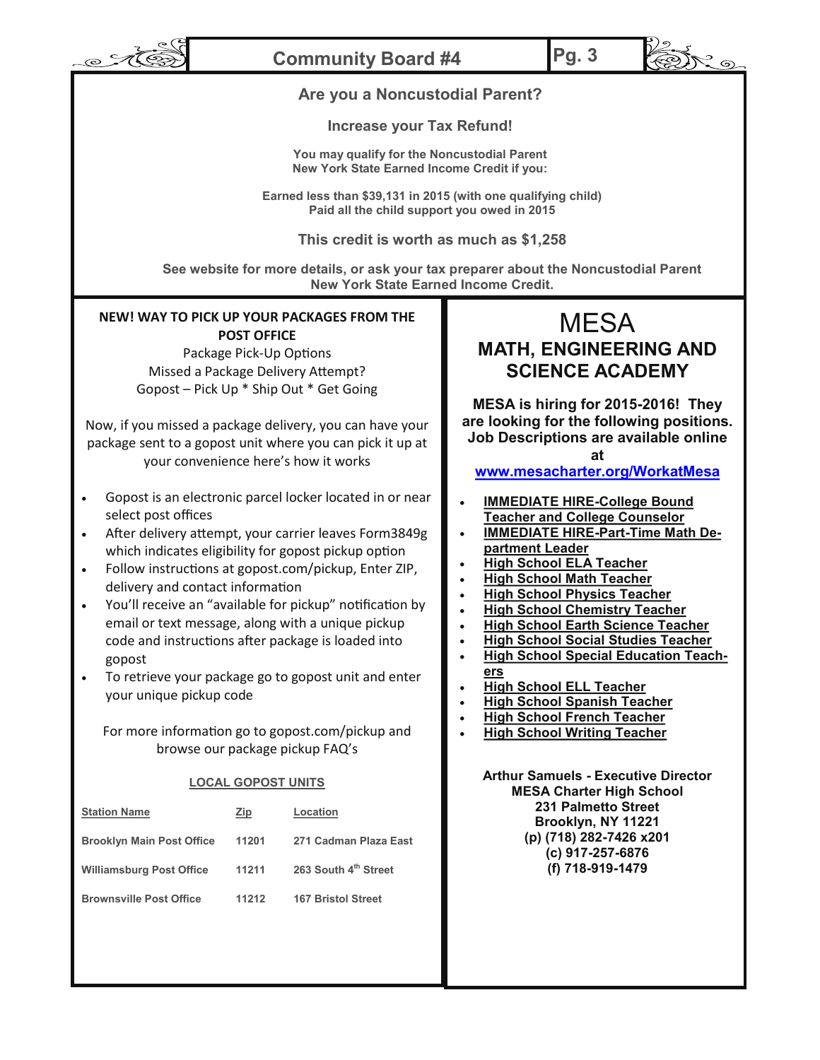## Are you a Noncustodial Parent?

**Increase your Tax Refund!**

**You may qualify for the Noncustodial Parent New York State Earned Income Credit if you:**

**Earned less than $39,131 in 2015 (with one qualifying child)**
**Paid all the child support you owed in 2015**

**This credit is worth as much as $1,258**

**See website for more details, or ask your tax preparer about the Noncustodial Parent New York State Earned Income Credit.**

---

**NEW! WAY TO PICK UP YOUR PACKAGES FROM THE POST OFFICE**

Package Pick-Up Options
Missed a Package Delivery Attempt?
Gopost – Pick Up * Ship Out * Get Going

Now, if you missed a package delivery, you can have your package sent to a gopost unit where you can pick it up at your convenience here's how it works

- Gopost is an electronic parcel locker located in or near select post offices
- After delivery attempt, your carrier leaves Form3849g which indicates eligibility for gopost pickup option
- Follow instructions at gopost.com/pickup, Enter ZIP, delivery and contact information
- You'll receive an "available for pickup" notification by email or text message, along with a unique pickup code and instructions after package is loaded into gopost
- To retrieve your package go to gopost unit and enter your unique pickup code

For more information go to gopost.com/pickup and browse our package pickup FAQ's

**LOCAL GOPOST UNITS**

| Station Name | Zip | Location |
|---|---|---|
| Brooklyn Main Post Office | 11201 | 271 Cadman Plaza East |
| Williamsburg Post Office | 11211 | 263 South 4th Street |
| Brownsville Post Office | 11212 | 167 Bristol Street |

---

# MESA

## MATH, ENGINEERING AND SCIENCE ACADEMY

**MESA is hiring for 2015-2016! They are looking for the following positions. Job Descriptions are available online at**
**www.mesacharter.org/WorkatMesa**

- **IMMEDIATE HIRE-College Bound Teacher and College Counselor**
- **IMMEDIATE HIRE-Part-Time Math Department Leader**
- **High School ELA Teacher**
- **High School Math Teacher**
- **High School Physics Teacher**
- **High School Chemistry Teacher**
- **High School Earth Science Teacher**
- **High School Social Studies Teacher**
- **High School Special Education Teachers**
- **High School ELL Teacher**
- **High School Spanish Teacher**
- **High School French Teacher**
- **High School Writing Teacher**

**Arthur Samuels - Executive Director**
**MESA Charter High School**
**231 Palmetto Street**
**Brooklyn, NY 11221**
**(p) (718) 282-7426 x201**
**(c) 917-257-6876**
**(f) 718-919-1479**